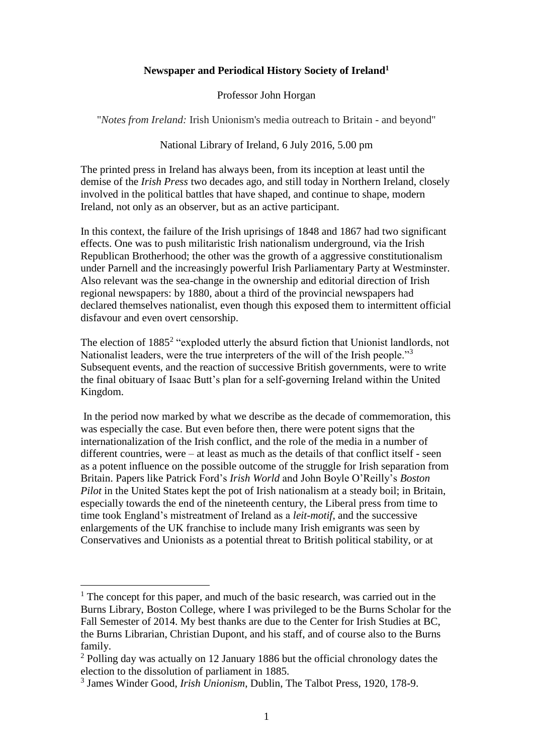**Newspaper and Periodical History Society of Ireland[1]**

Professor John Horgan

"*Notes from Ireland:* Irish Unionism's media outreach to Britain - and beyond"

National Library of Ireland, 6 July 2016, 5.00 pm

The printed press in Ireland has always been, from its inception at least until the demise of the *Irish Press* two decades ago, and still today in Northern Ireland, closely involved in the political battles that have shaped, and continue to shape, modern Ireland, not only as an observer, but as an active participant.

In this context, the failure of the Irish uprisings of 1848 and 1867 had two significant effects. One was to push militaristic Irish nationalism underground, via the Irish Republican Brotherhood; the other was the growth of a aggressive constitutionalism under Parnell and the increasingly powerful Irish Parliamentary Party at Westminster. Also relevant was the sea-change in the ownership and editorial direction of Irish regional newspapers: by 1880, about a third of the provincial newspapers had declared themselves nationalist, even though this exposed them to intermittent official disfavour and even overt censorship.

The election of 1885[2] "exploded utterly the absurd fiction that Unionist landlords, not Nationalist leaders, were the true interpreters of the will of the Irish people."[3] Subsequent events, and the reaction of successive British governments, were to write the final obituary of Isaac Butt's plan for a self-governing Ireland within the United Kingdom.

In the period now marked by what we describe as the decade of commemoration, this was especially the case. But even before then, there were potent signs that the internationalization of the Irish conflict, and the role of the media in a number of different countries, were – at least as much as the details of that conflict itself - seen as a potent influence on the possible outcome of the struggle for Irish separation from Britain. Papers like Patrick Ford's *Irish World* and John Boyle O'Reilly's *Boston Pilot* in the United States kept the pot of Irish nationalism at a steady boil; in Britain, especially towards the end of the nineteenth century, the Liberal press from time to time took England's mistreatment of Ireland as a *leit-motif*, and the successive enlargements of the UK franchise to include many Irish emigrants was seen by Conservatives and Unionists as a potential threat to British political stability, or at

---

[1] The concept for this paper, and much of the basic research, was carried out in the Burns Library, Boston College, where I was privileged to be the Burns Scholar for the Fall Semester of 2014. My best thanks are due to the Center for Irish Studies at BC, the Burns Librarian, Christian Dupont, and his staff, and of course also to the Burns family.

[2] Polling day was actually on 12 January 1886 but the official chronology dates the election to the dissolution of parliament in 1885.

[3] James Winder Good, *Irish Unionism*, Dublin, The Talbot Press, 1920, 178-9.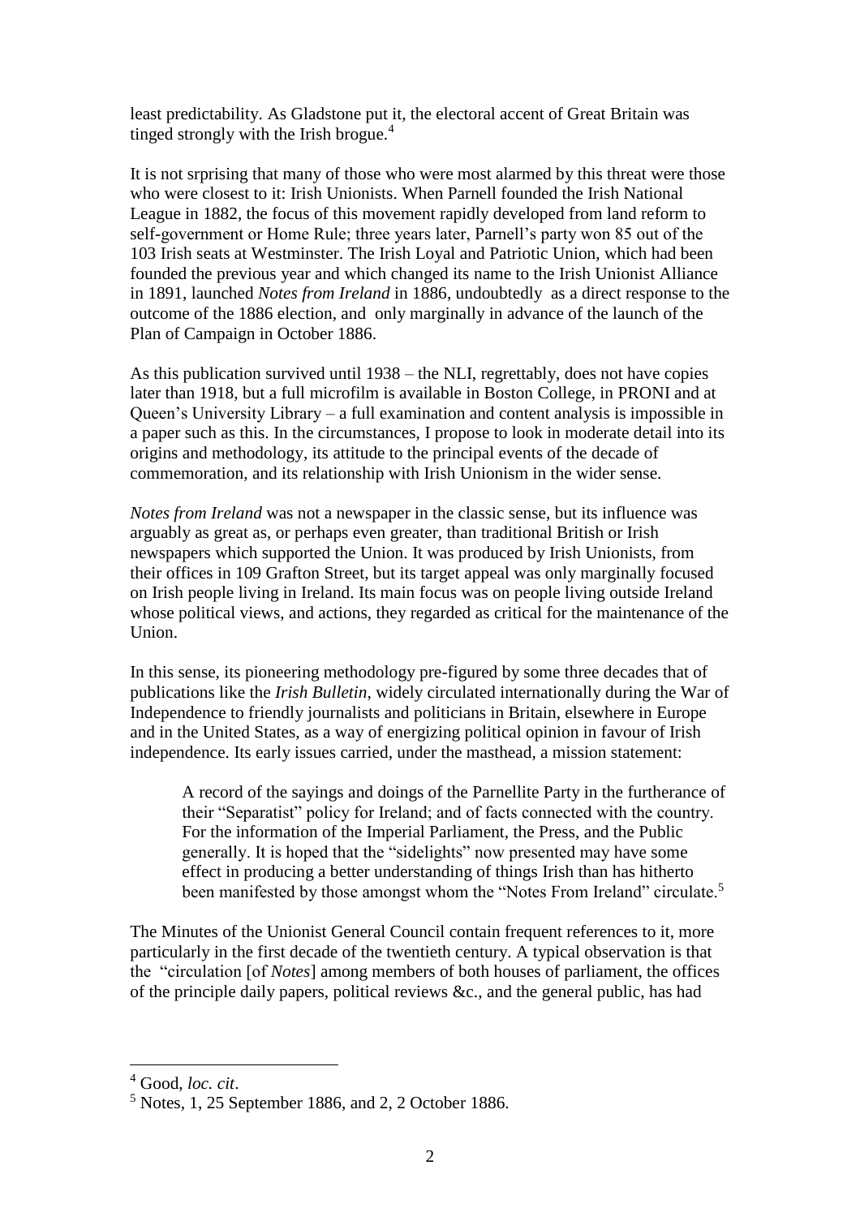least predictability. As Gladstone put it, the electoral accent of Great Britain was tinged strongly with the Irish brogue.[4]

It is not srprising that many of those who were most alarmed by this threat were those who were closest to it: Irish Unionists. When Parnell founded the Irish National League in 1882, the focus of this movement rapidly developed from land reform to self-government or Home Rule; three years later, Parnell's party won 85 out of the 103 Irish seats at Westminster. The Irish Loyal and Patriotic Union, which had been founded the previous year and which changed its name to the Irish Unionist Alliance in 1891, launched *Notes from Ireland* in 1886, undoubtedly as a direct response to the outcome of the 1886 election, and only marginally in advance of the launch of the Plan of Campaign in October 1886.

As this publication survived until 1938 – the NLI, regrettably, does not have copies later than 1918, but a full microfilm is available in Boston College, in PRONI and at Queen's University Library – a full examination and content analysis is impossible in a paper such as this. In the circumstances, I propose to look in moderate detail into its origins and methodology, its attitude to the principal events of the decade of commemoration, and its relationship with Irish Unionism in the wider sense.

*Notes from Ireland* was not a newspaper in the classic sense, but its influence was arguably as great as, or perhaps even greater, than traditional British or Irish newspapers which supported the Union. It was produced by Irish Unionists, from their offices in 109 Grafton Street, but its target appeal was only marginally focused on Irish people living in Ireland. Its main focus was on people living outside Ireland whose political views, and actions, they regarded as critical for the maintenance of the Union.

In this sense, its pioneering methodology pre-figured by some three decades that of publications like the *Irish Bulletin*, widely circulated internationally during the War of Independence to friendly journalists and politicians in Britain, elsewhere in Europe and in the United States, as a way of energizing political opinion in favour of Irish independence. Its early issues carried, under the masthead, a mission statement:

> A record of the sayings and doings of the Parnellite Party in the furtherance of their "Separatist" policy for Ireland; and of facts connected with the country. For the information of the Imperial Parliament, the Press, and the Public generally. It is hoped that the "sidelights" now presented may have some effect in producing a better understanding of things Irish than has hitherto been manifested by those amongst whom the "Notes From Ireland" circulate.[5]

The Minutes of the Unionist General Council contain frequent references to it, more particularly in the first decade of the twentieth century. A typical observation is that the "circulation [of *Notes*] among members of both houses of parliament, the offices of the principle daily papers, political reviews &c., and the general public, has had

---

[4] Good, *loc. cit*.

[5] Notes, 1, 25 September 1886, and 2, 2 October 1886.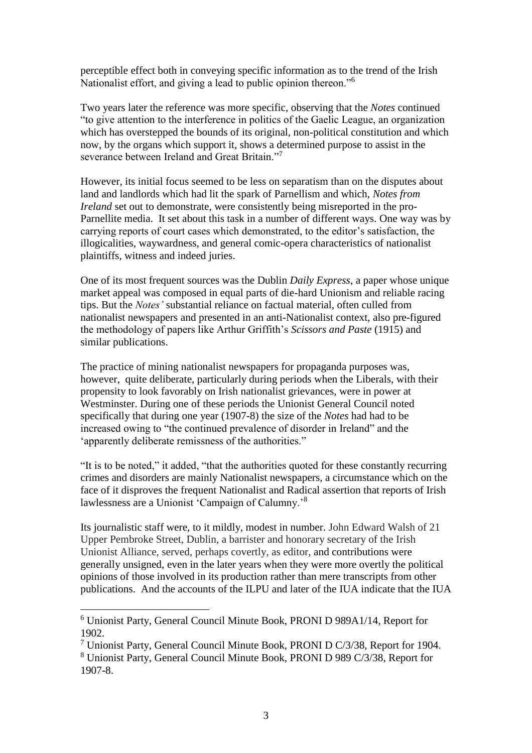perceptible effect both in conveying specific information as to the trend of the Irish Nationalist effort, and giving a lead to public opinion thereon."[6]

Two years later the reference was more specific, observing that the *Notes* continued "to give attention to the interference in politics of the Gaelic League, an organization which has overstepped the bounds of its original, non-political constitution and which now, by the organs which support it, shows a determined purpose to assist in the severance between Ireland and Great Britain."[7]

However, its initial focus seemed to be less on separatism than on the disputes about land and landlords which had lit the spark of Parnellism and which, *Notes from Ireland* set out to demonstrate, were consistently being misreported in the pro-Parnellite media. It set about this task in a number of different ways. One way was by carrying reports of court cases which demonstrated, to the editor's satisfaction, the illogicalities, waywardness, and general comic-opera characteristics of nationalist plaintiffs, witness and indeed juries.

One of its most frequent sources was the Dublin *Daily Express*, a paper whose unique market appeal was composed in equal parts of die-hard Unionism and reliable racing tips. But the *Notes'* substantial reliance on factual material, often culled from nationalist newspapers and presented in an anti-Nationalist context, also pre-figured the methodology of papers like Arthur Griffith's *Scissors and Paste* (1915) and similar publications.

The practice of mining nationalist newspapers for propaganda purposes was, however, quite deliberate, particularly during periods when the Liberals, with their propensity to look favorably on Irish nationalist grievances, were in power at Westminster. During one of these periods the Unionist General Council noted specifically that during one year (1907-8) the size of the *Notes* had had to be increased owing to "the continued prevalence of disorder in Ireland" and the 'apparently deliberate remissness of the authorities."

"It is to be noted," it added, "that the authorities quoted for these constantly recurring crimes and disorders are mainly Nationalist newspapers, a circumstance which on the face of it disproves the frequent Nationalist and Radical assertion that reports of Irish lawlessness are a Unionist 'Campaign of Calumny.'[8]

Its journalistic staff were, to it mildly, modest in number. John Edward Walsh of 21 Upper Pembroke Street, Dublin, a barrister and honorary secretary of the Irish Unionist Alliance, served, perhaps covertly, as editor, and contributions were generally unsigned, even in the later years when they were more overtly the political opinions of those involved in its production rather than mere transcripts from other publications. And the accounts of the ILPU and later of the IUA indicate that the IUA

---

[6] Unionist Party, General Council Minute Book, PRONI D 989A1/14, Report for 1902.

[7] Unionist Party, General Council Minute Book, PRONI D C/3/38, Report for 1904.

[8] Unionist Party, General Council Minute Book, PRONI D 989 C/3/38, Report for 1907-8.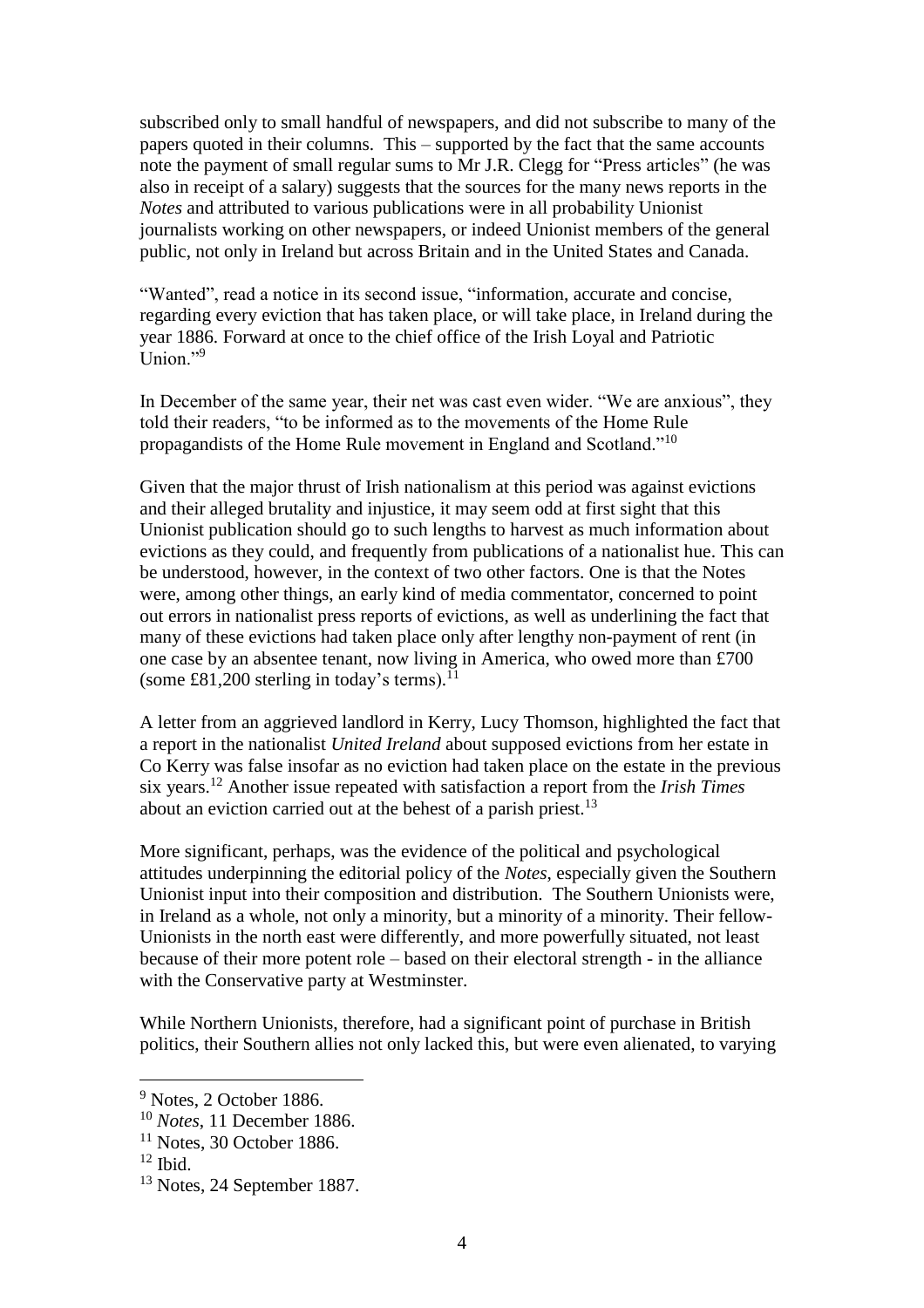subscribed only to small handful of newspapers, and did not subscribe to many of the papers quoted in their columns. This – supported by the fact that the same accounts note the payment of small regular sums to Mr J.R. Clegg for "Press articles" (he was also in receipt of a salary) suggests that the sources for the many news reports in the *Notes* and attributed to various publications were in all probability Unionist journalists working on other newspapers, or indeed Unionist members of the general public, not only in Ireland but across Britain and in the United States and Canada.

"Wanted", read a notice in its second issue, "information, accurate and concise, regarding every eviction that has taken place, or will take place, in Ireland during the year 1886. Forward at once to the chief office of the Irish Loyal and Patriotic Union."[9]

In December of the same year, their net was cast even wider. "We are anxious", they told their readers, "to be informed as to the movements of the Home Rule propagandists of the Home Rule movement in England and Scotland."[10]

Given that the major thrust of Irish nationalism at this period was against evictions and their alleged brutality and injustice, it may seem odd at first sight that this Unionist publication should go to such lengths to harvest as much information about evictions as they could, and frequently from publications of a nationalist hue. This can be understood, however, in the context of two other factors. One is that the Notes were, among other things, an early kind of media commentator, concerned to point out errors in nationalist press reports of evictions, as well as underlining the fact that many of these evictions had taken place only after lengthy non-payment of rent (in one case by an absentee tenant, now living in America, who owed more than £700 (some £81,200 sterling in today's terms).[11]

A letter from an aggrieved landlord in Kerry, Lucy Thomson, highlighted the fact that a report in the nationalist *United Ireland* about supposed evictions from her estate in Co Kerry was false insofar as no eviction had taken place on the estate in the previous six years.[12] Another issue repeated with satisfaction a report from the *Irish Times* about an eviction carried out at the behest of a parish priest.[13]

More significant, perhaps, was the evidence of the political and psychological attitudes underpinning the editorial policy of the *Notes*, especially given the Southern Unionist input into their composition and distribution. The Southern Unionists were, in Ireland as a whole, not only a minority, but a minority of a minority. Their fellow-Unionists in the north east were differently, and more powerfully situated, not least because of their more potent role – based on their electoral strength - in the alliance with the Conservative party at Westminster.

While Northern Unionists, therefore, had a significant point of purchase in British politics, their Southern allies not only lacked this, but were even alienated, to varying

---

[9] Notes, 2 October 1886.

[10] *Notes*, 11 December 1886.

[11] Notes, 30 October 1886.

[12] Ibid.

[13] Notes, 24 September 1887.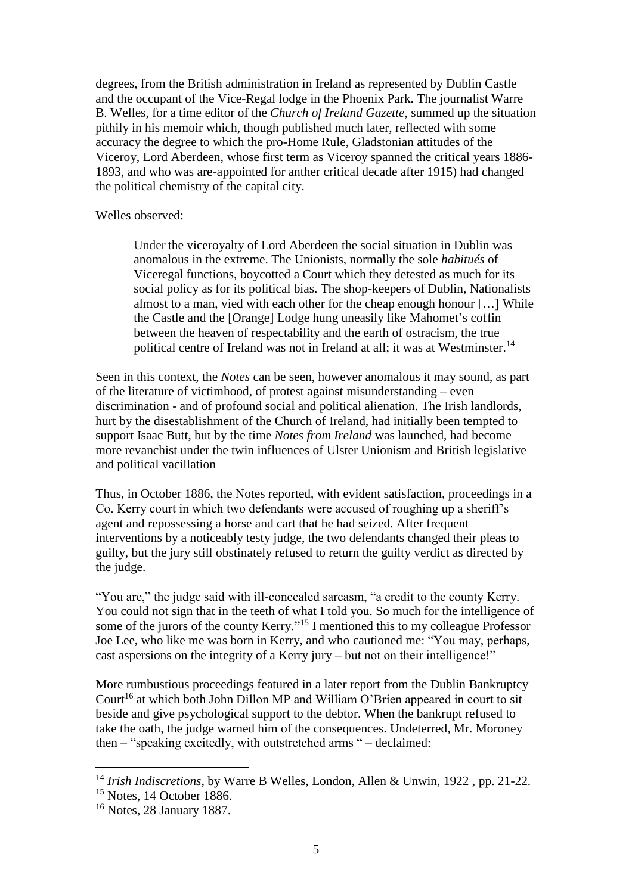degrees, from the British administration in Ireland as represented by Dublin Castle and the occupant of the Vice-Regal lodge in the Phoenix Park. The journalist Warre B. Welles, for a time editor of the *Church of Ireland Gazette*, summed up the situation pithily in his memoir which, though published much later, reflected with some accuracy the degree to which the pro-Home Rule, Gladstonian attitudes of the Viceroy, Lord Aberdeen, whose first term as Viceroy spanned the critical years 1886-1893, and who was are-appointed for anther critical decade after 1915) had changed the political chemistry of the capital city.

Welles observed:

> Under the viceroyalty of Lord Aberdeen the social situation in Dublin was anomalous in the extreme. The Unionists, normally the sole *habitués* of Viceregal functions, boycotted a Court which they detested as much for its social policy as for its political bias. The shop-keepers of Dublin, Nationalists almost to a man, vied with each other for the cheap enough honour […] While the Castle and the [Orange] Lodge hung uneasily like Mahomet's coffin between the heaven of respectability and the earth of ostracism, the true political centre of Ireland was not in Ireland at all; it was at Westminster.[14]

Seen in this context, the *Notes* can be seen, however anomalous it may sound, as part of the literature of victimhood, of protest against misunderstanding – even discrimination - and of profound social and political alienation. The Irish landlords, hurt by the disestablishment of the Church of Ireland, had initially been tempted to support Isaac Butt, but by the time *Notes from Ireland* was launched, had become more revanchist under the twin influences of Ulster Unionism and British legislative and political vacillation

Thus, in October 1886, the Notes reported, with evident satisfaction, proceedings in a Co. Kerry court in which two defendants were accused of roughing up a sheriff's agent and repossessing a horse and cart that he had seized. After frequent interventions by a noticeably testy judge, the two defendants changed their pleas to guilty, but the jury still obstinately refused to return the guilty verdict as directed by the judge.

"You are," the judge said with ill-concealed sarcasm, "a credit to the county Kerry. You could not sign that in the teeth of what I told you. So much for the intelligence of some of the jurors of the county Kerry."[15] I mentioned this to my colleague Professor Joe Lee, who like me was born in Kerry, and who cautioned me: "You may, perhaps, cast aspersions on the integrity of a Kerry jury – but not on their intelligence!"

More rumbustious proceedings featured in a later report from the Dublin Bankruptcy Court[16] at which both John Dillon MP and William O'Brien appeared in court to sit beside and give psychological support to the debtor. When the bankrupt refused to take the oath, the judge warned him of the consequences. Undeterred, Mr. Moroney then – "speaking excitedly, with outstretched arms " – declaimed:

---

[14] *Irish Indiscretions*, by Warre B Welles, London, Allen & Unwin, 1922 , pp. 21-22.

[15] Notes, 14 October 1886.

[16] Notes, 28 January 1887.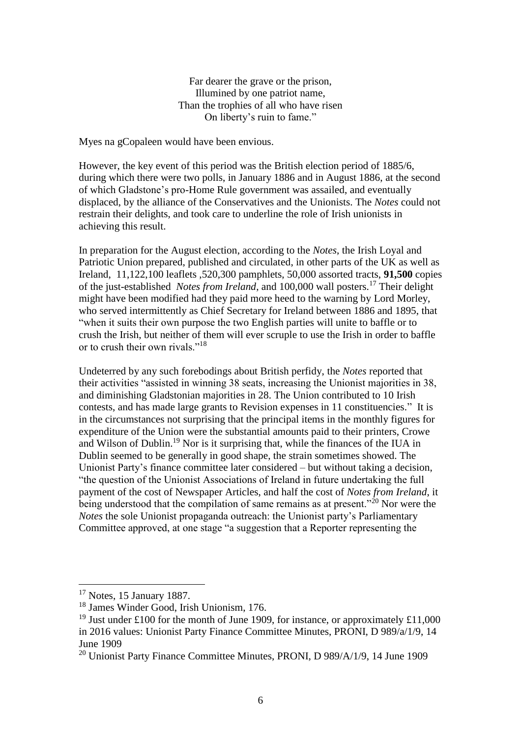Far dearer the grave or the prison,  
Illumined by one patriot name,  
Than the trophies of all who have risen  
On liberty's ruin to fame."

Myes na gCopaleen would have been envious.

However, the key event of this period was the British election period of 1885/6, during which there were two polls, in January 1886 and in August 1886, at the second of which Gladstone's pro-Home Rule government was assailed, and eventually displaced, by the alliance of the Conservatives and the Unionists. The *Notes* could not restrain their delights, and took care to underline the role of Irish unionists in achieving this result.

In preparation for the August election, according to the *Notes*, the Irish Loyal and Patriotic Union prepared, published and circulated, in other parts of the UK as well as Ireland, 11,122,100 leaflets ,520,300 pamphlets, 50,000 assorted tracts, **91,500** copies of the just-established *Notes from Ireland*, and 100,000 wall posters.[17] Their delight might have been modified had they paid more heed to the warning by Lord Morley, who served intermittently as Chief Secretary for Ireland between 1886 and 1895, that "when it suits their own purpose the two English parties will unite to baffle or to crush the Irish, but neither of them will ever scruple to use the Irish in order to baffle or to crush their own rivals."[18]

Undeterred by any such forebodings about British perfidy, the *Notes* reported that their activities "assisted in winning 38 seats, increasing the Unionist majorities in 38, and diminishing Gladstonian majorities in 28. The Union contributed to 10 Irish contests, and has made large grants to Revision expenses in 11 constituencies." It is in the circumstances not surprising that the principal items in the monthly figures for expenditure of the Union were the substantial amounts paid to their printers, Crowe and Wilson of Dublin.[19] Nor is it surprising that, while the finances of the IUA in Dublin seemed to be generally in good shape, the strain sometimes showed. The Unionist Party's finance committee later considered – but without taking a decision, "the question of the Unionist Associations of Ireland in future undertaking the full payment of the cost of Newspaper Articles, and half the cost of *Notes from Ireland*, it being understood that the compilation of same remains as at present."[20] Nor were the *Notes* the sole Unionist propaganda outreach: the Unionist party's Parliamentary Committee approved, at one stage "a suggestion that a Reporter representing the

---

[17] Notes, 15 January 1887.

[18] James Winder Good, Irish Unionism, 176.

[19] Just under £100 for the month of June 1909, for instance, or approximately £11,000 in 2016 values: Unionist Party Finance Committee Minutes, PRONI, D 989/a/1/9, 14 June 1909

[20] Unionist Party Finance Committee Minutes, PRONI, D 989/A/1/9, 14 June 1909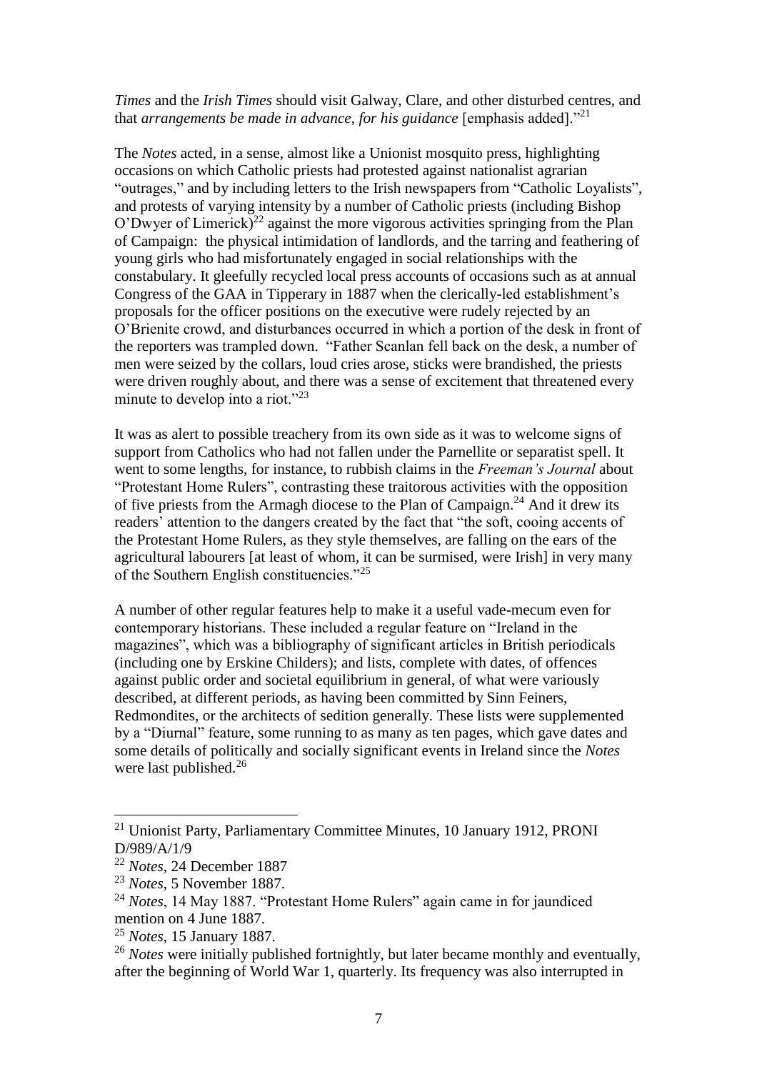*Times* and the *Irish Times* should visit Galway, Clare, and other disturbed centres, and that *arrangements be made in advance, for his guidance* [emphasis added]."[21]

The *Notes* acted, in a sense, almost like a Unionist mosquito press, highlighting occasions on which Catholic priests had protested against nationalist agrarian "outrages," and by including letters to the Irish newspapers from "Catholic Loyalists", and protests of varying intensity by a number of Catholic priests (including Bishop O'Dwyer of Limerick)[22] against the more vigorous activities springing from the Plan of Campaign: the physical intimidation of landlords, and the tarring and feathering of young girls who had misfortunately engaged in social relationships with the constabulary. It gleefully recycled local press accounts of occasions such as at annual Congress of the GAA in Tipperary in 1887 when the clerically-led establishment's proposals for the officer positions on the executive were rudely rejected by an O'Brienite crowd, and disturbances occurred in which a portion of the desk in front of the reporters was trampled down. "Father Scanlan fell back on the desk, a number of men were seized by the collars, loud cries arose, sticks were brandished, the priests were driven roughly about, and there was a sense of excitement that threatened every minute to develop into a riot."[23]

It was as alert to possible treachery from its own side as it was to welcome signs of support from Catholics who had not fallen under the Parnellite or separatist spell. It went to some lengths, for instance, to rubbish claims in the *Freeman's Journal* about "Protestant Home Rulers", contrasting these traitorous activities with the opposition of five priests from the Armagh diocese to the Plan of Campaign.[24] And it drew its readers' attention to the dangers created by the fact that "the soft, cooing accents of the Protestant Home Rulers, as they style themselves, are falling on the ears of the agricultural labourers [at least of whom, it can be surmised, were Irish] in very many of the Southern English constituencies."[25]

A number of other regular features help to make it a useful vade-mecum even for contemporary historians. These included a regular feature on "Ireland in the magazines", which was a bibliography of significant articles in British periodicals (including one by Erskine Childers); and lists, complete with dates, of offences against public order and societal equilibrium in general, of what were variously described, at different periods, as having been committed by Sinn Feiners, Redmondites, or the architects of sedition generally. These lists were supplemented by a "Diurnal" feature, some running to as many as ten pages, which gave dates and some details of politically and socially significant events in Ireland since the *Notes* were last published.[26]

---

[21] Unionist Party, Parliamentary Committee Minutes, 10 January 1912, PRONI D/989/A/1/9

[22] *Notes*, 24 December 1887

[23] *Notes*, 5 November 1887.

[24] *Notes*, 14 May 1887. "Protestant Home Rulers" again came in for jaundiced mention on 4 June 1887.

[25] *Notes*, 15 January 1887.

[26] *Notes* were initially published fortnightly, but later became monthly and eventually, after the beginning of World War 1, quarterly. Its frequency was also interrupted in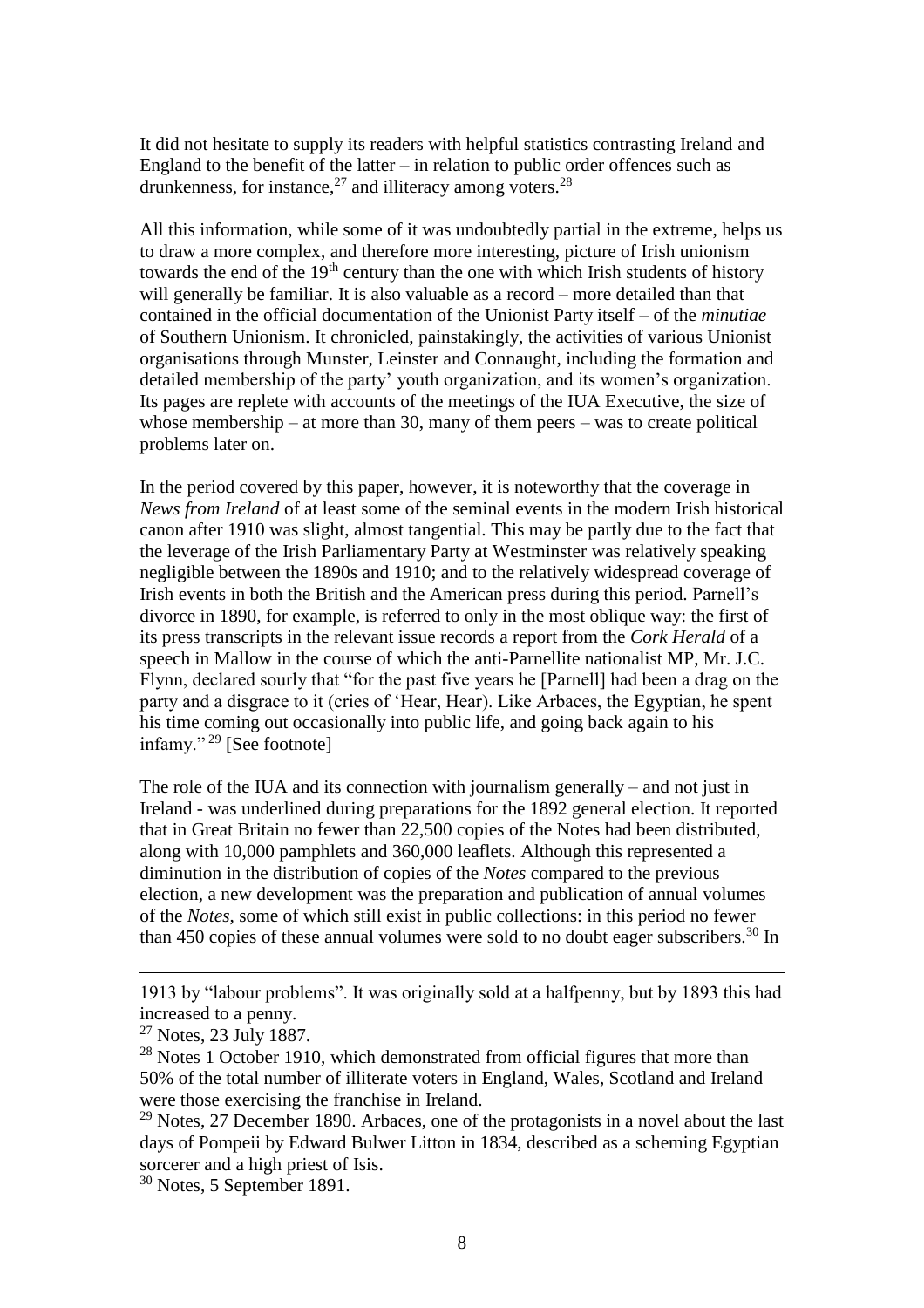It did not hesitate to supply its readers with helpful statistics contrasting Ireland and England to the benefit of the latter – in relation to public order offences such as drunkenness, for instance,[27] and illiteracy among voters.[28]

All this information, while some of it was undoubtedly partial in the extreme, helps us to draw a more complex, and therefore more interesting, picture of Irish unionism towards the end of the 19th century than the one with which Irish students of history will generally be familiar. It is also valuable as a record – more detailed than that contained in the official documentation of the Unionist Party itself – of the *minutiae* of Southern Unionism. It chronicled, painstakingly, the activities of various Unionist organisations through Munster, Leinster and Connaught, including the formation and detailed membership of the party' youth organization, and its women's organization. Its pages are replete with accounts of the meetings of the IUA Executive, the size of whose membership – at more than 30, many of them peers – was to create political problems later on.

In the period covered by this paper, however, it is noteworthy that the coverage in *News from Ireland* of at least some of the seminal events in the modern Irish historical canon after 1910 was slight, almost tangential. This may be partly due to the fact that the leverage of the Irish Parliamentary Party at Westminster was relatively speaking negligible between the 1890s and 1910; and to the relatively widespread coverage of Irish events in both the British and the American press during this period. Parnell's divorce in 1890, for example, is referred to only in the most oblique way: the first of its press transcripts in the relevant issue records a report from the *Cork Herald* of a speech in Mallow in the course of which the anti-Parnellite nationalist MP, Mr. J.C. Flynn, declared sourly that "for the past five years he [Parnell] had been a drag on the party and a disgrace to it (cries of 'Hear, Hear). Like Arbaces, the Egyptian, he spent his time coming out occasionally into public life, and going back again to his infamy."[29] [See footnote]

The role of the IUA and its connection with journalism generally – and not just in Ireland - was underlined during preparations for the 1892 general election. It reported that in Great Britain no fewer than 22,500 copies of the Notes had been distributed, along with 10,000 pamphlets and 360,000 leaflets. Although this represented a diminution in the distribution of copies of the *Notes* compared to the previous election, a new development was the preparation and publication of annual volumes of the *Notes*, some of which still exist in public collections: in this period no fewer than 450 copies of these annual volumes were sold to no doubt eager subscribers.[30] In

---

1913 by "labour problems". It was originally sold at a halfpenny, but by 1893 this had increased to a penny.

[27] Notes, 23 July 1887.

[28] Notes 1 October 1910, which demonstrated from official figures that more than 50% of the total number of illiterate voters in England, Wales, Scotland and Ireland were those exercising the franchise in Ireland.

[29] Notes, 27 December 1890. Arbaces, one of the protagonists in a novel about the last days of Pompeii by Edward Bulwer Litton in 1834, described as a scheming Egyptian sorcerer and a high priest of Isis.

[30] Notes, 5 September 1891.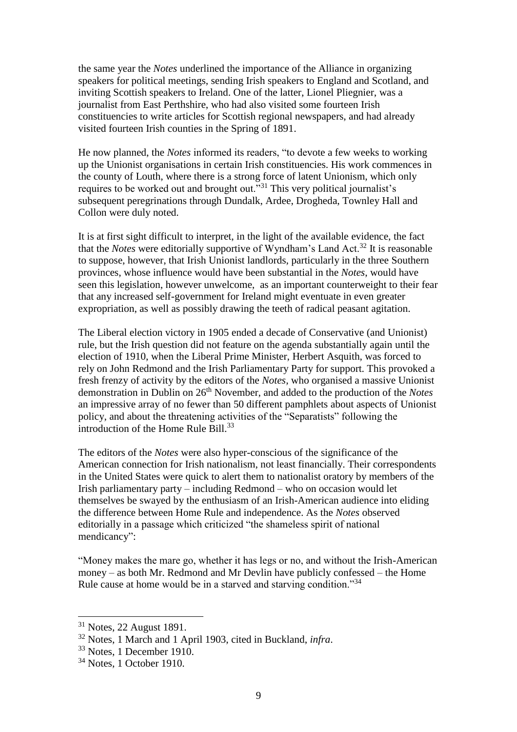the same year the *Notes* underlined the importance of the Alliance in organizing speakers for political meetings, sending Irish speakers to England and Scotland, and inviting Scottish speakers to Ireland. One of the latter, Lionel Pliegnier, was a journalist from East Perthshire, who had also visited some fourteen Irish constituencies to write articles for Scottish regional newspapers, and had already visited fourteen Irish counties in the Spring of 1891.

He now planned, the *Notes* informed its readers, "to devote a few weeks to working up the Unionist organisations in certain Irish constituencies. His work commences in the county of Louth, where there is a strong force of latent Unionism, which only requires to be worked out and brought out."[31] This very political journalist's subsequent peregrinations through Dundalk, Ardee, Drogheda, Townley Hall and Collon were duly noted.

It is at first sight difficult to interpret, in the light of the available evidence, the fact that the *Notes* were editorially supportive of Wyndham's Land Act.[32] It is reasonable to suppose, however, that Irish Unionist landlords, particularly in the three Southern provinces, whose influence would have been substantial in the *Notes*, would have seen this legislation, however unwelcome, as an important counterweight to their fear that any increased self-government for Ireland might eventuate in even greater expropriation, as well as possibly drawing the teeth of radical peasant agitation.

The Liberal election victory in 1905 ended a decade of Conservative (and Unionist) rule, but the Irish question did not feature on the agenda substantially again until the election of 1910, when the Liberal Prime Minister, Herbert Asquith, was forced to rely on John Redmond and the Irish Parliamentary Party for support. This provoked a fresh frenzy of activity by the editors of the *Notes*, who organised a massive Unionist demonstration in Dublin on 26th November, and added to the production of the *Notes* an impressive array of no fewer than 50 different pamphlets about aspects of Unionist policy, and about the threatening activities of the "Separatists" following the introduction of the Home Rule Bill.[33]

The editors of the *Notes* were also hyper-conscious of the significance of the American connection for Irish nationalism, not least financially. Their correspondents in the United States were quick to alert them to nationalist oratory by members of the Irish parliamentary party – including Redmond – who on occasion would let themselves be swayed by the enthusiasm of an Irish-American audience into eliding the difference between Home Rule and independence. As the *Notes* observed editorially in a passage which criticized "the shameless spirit of national mendicancy":

"Money makes the mare go, whether it has legs or no, and without the Irish-American money – as both Mr. Redmond and Mr Devlin have publicly confessed – the Home Rule cause at home would be in a starved and starving condition."[34]

---

[31] Notes, 22 August 1891.

[32] Notes, 1 March and 1 April 1903, cited in Buckland, *infra*.

[33] Notes, 1 December 1910.

[34] Notes, 1 October 1910.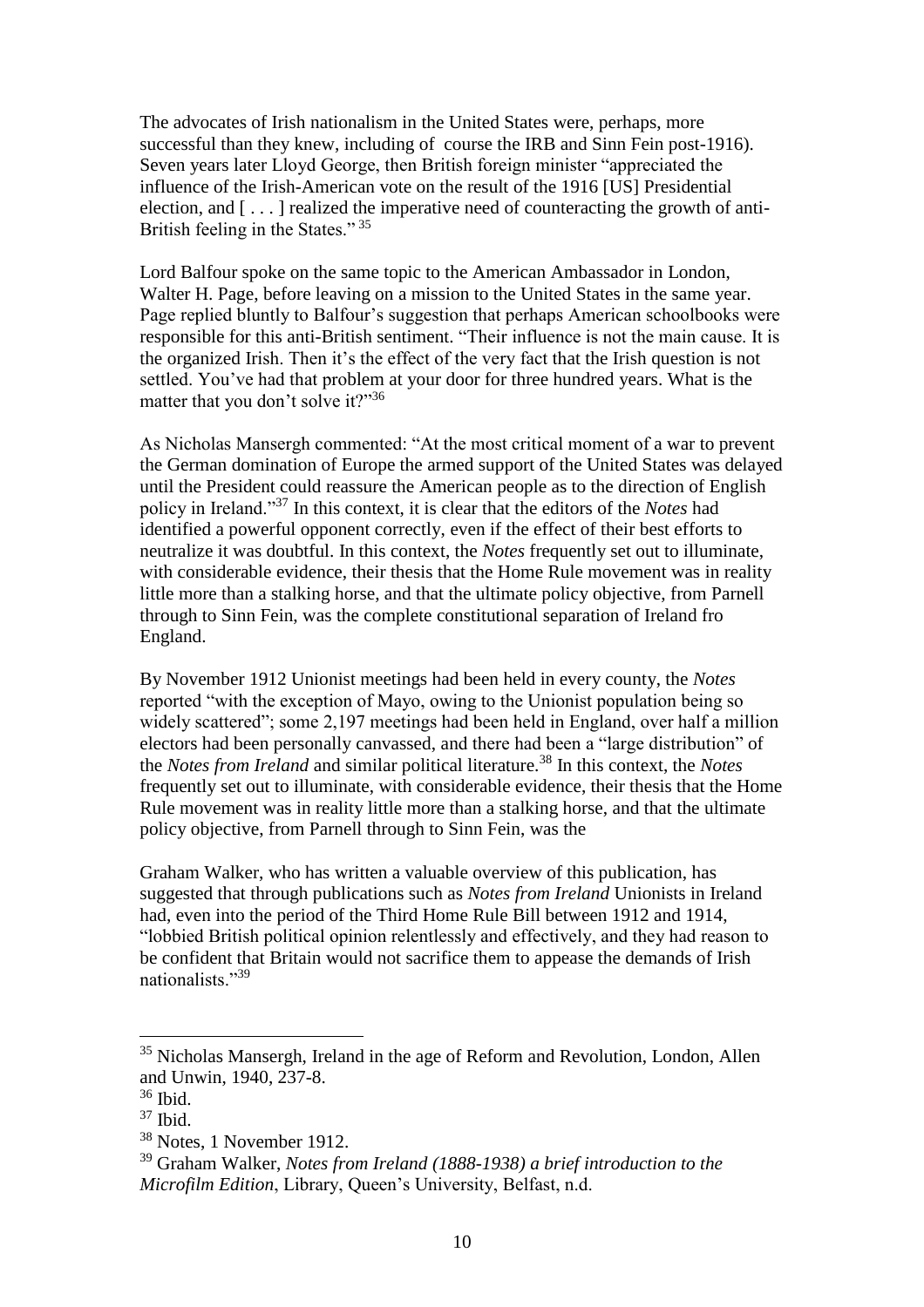The advocates of Irish nationalism in the United States were, perhaps, more successful than they knew, including of course the IRB and Sinn Fein post-1916). Seven years later Lloyd George, then British foreign minister "appreciated the influence of the Irish-American vote on the result of the 1916 [US] Presidential election, and [ . . . ] realized the imperative need of counteracting the growth of anti-British feeling in the States." [35]

Lord Balfour spoke on the same topic to the American Ambassador in London, Walter H. Page, before leaving on a mission to the United States in the same year. Page replied bluntly to Balfour's suggestion that perhaps American schoolbooks were responsible for this anti-British sentiment. "Their influence is not the main cause. It is the organized Irish. Then it's the effect of the very fact that the Irish question is not settled. You've had that problem at your door for three hundred years. What is the matter that you don't solve it?"[36]

As Nicholas Mansergh commented: "At the most critical moment of a war to prevent the German domination of Europe the armed support of the United States was delayed until the President could reassure the American people as to the direction of English policy in Ireland."[37] In this context, it is clear that the editors of the *Notes* had identified a powerful opponent correctly, even if the effect of their best efforts to neutralize it was doubtful. In this context, the *Notes* frequently set out to illuminate, with considerable evidence, their thesis that the Home Rule movement was in reality little more than a stalking horse, and that the ultimate policy objective, from Parnell through to Sinn Fein, was the complete constitutional separation of Ireland fro England.

By November 1912 Unionist meetings had been held in every county, the *Notes* reported "with the exception of Mayo, owing to the Unionist population being so widely scattered"; some 2,197 meetings had been held in England, over half a million electors had been personally canvassed, and there had been a "large distribution" of the *Notes from Ireland* and similar political literature.[38] In this context, the *Notes* frequently set out to illuminate, with considerable evidence, their thesis that the Home Rule movement was in reality little more than a stalking horse, and that the ultimate policy objective, from Parnell through to Sinn Fein, was the

Graham Walker, who has written a valuable overview of this publication, has suggested that through publications such as *Notes from Ireland* Unionists in Ireland had, even into the period of the Third Home Rule Bill between 1912 and 1914, "lobbied British political opinion relentlessly and effectively, and they had reason to be confident that Britain would not sacrifice them to appease the demands of Irish nationalists."[39]

---

[35] Nicholas Mansergh, Ireland in the age of Reform and Revolution, London, Allen and Unwin, 1940, 237-8.

[36] Ibid.

[37] Ibid.

[38] Notes, 1 November 1912.

[39] Graham Walker, *Notes from Ireland (1888-1938) a brief introduction to the Microfilm Edition*, Library, Queen's University, Belfast, n.d.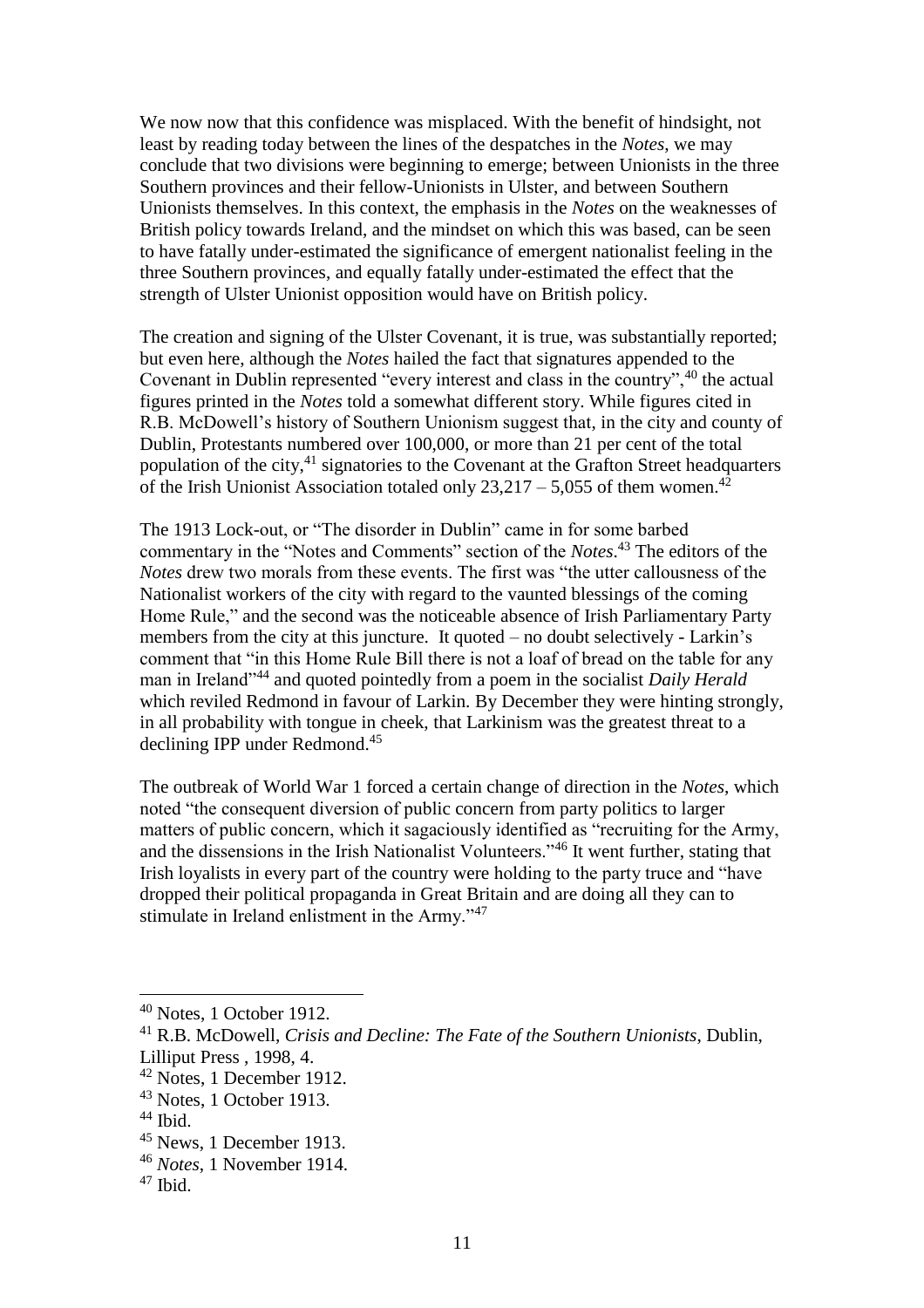We now now that this confidence was misplaced. With the benefit of hindsight, not least by reading today between the lines of the despatches in the *Notes*, we may conclude that two divisions were beginning to emerge; between Unionists in the three Southern provinces and their fellow-Unionists in Ulster, and between Southern Unionists themselves. In this context, the emphasis in the *Notes* on the weaknesses of British policy towards Ireland, and the mindset on which this was based, can be seen to have fatally under-estimated the significance of emergent nationalist feeling in the three Southern provinces, and equally fatally under-estimated the effect that the strength of Ulster Unionist opposition would have on British policy.

The creation and signing of the Ulster Covenant, it is true, was substantially reported; but even here, although the *Notes* hailed the fact that signatures appended to the Covenant in Dublin represented "every interest and class in the country",[40] the actual figures printed in the *Notes* told a somewhat different story. While figures cited in R.B. McDowell's history of Southern Unionism suggest that, in the city and county of Dublin, Protestants numbered over 100,000, or more than 21 per cent of the total population of the city,[41] signatories to the Covenant at the Grafton Street headquarters of the Irish Unionist Association totaled only 23,217 – 5,055 of them women.[42]

The 1913 Lock-out, or "The disorder in Dublin" came in for some barbed commentary in the "Notes and Comments" section of the *Notes*.[43] The editors of the *Notes* drew two morals from these events. The first was "the utter callousness of the Nationalist workers of the city with regard to the vaunted blessings of the coming Home Rule," and the second was the noticeable absence of Irish Parliamentary Party members from the city at this juncture. It quoted – no doubt selectively - Larkin's comment that "in this Home Rule Bill there is not a loaf of bread on the table for any man in Ireland"[44] and quoted pointedly from a poem in the socialist *Daily Herald* which reviled Redmond in favour of Larkin. By December they were hinting strongly, in all probability with tongue in cheek, that Larkinism was the greatest threat to a declining IPP under Redmond.[45]

The outbreak of World War 1 forced a certain change of direction in the *Notes*, which noted "the consequent diversion of public concern from party politics to larger matters of public concern, which it sagaciously identified as "recruiting for the Army, and the dissensions in the Irish Nationalist Volunteers."[46] It went further, stating that Irish loyalists in every part of the country were holding to the party truce and "have dropped their political propaganda in Great Britain and are doing all they can to stimulate in Ireland enlistment in the Army."[47]

---

[40] Notes, 1 October 1912.

[41] R.B. McDowell, *Crisis and Decline: The Fate of the Southern Unionists*, Dublin, Lilliput Press , 1998, 4.

[42] Notes, 1 December 1912.

[43] Notes, 1 October 1913.

[44] Ibid.

[45] News, 1 December 1913.

[46] *Notes*, 1 November 1914.

[47] Ibid.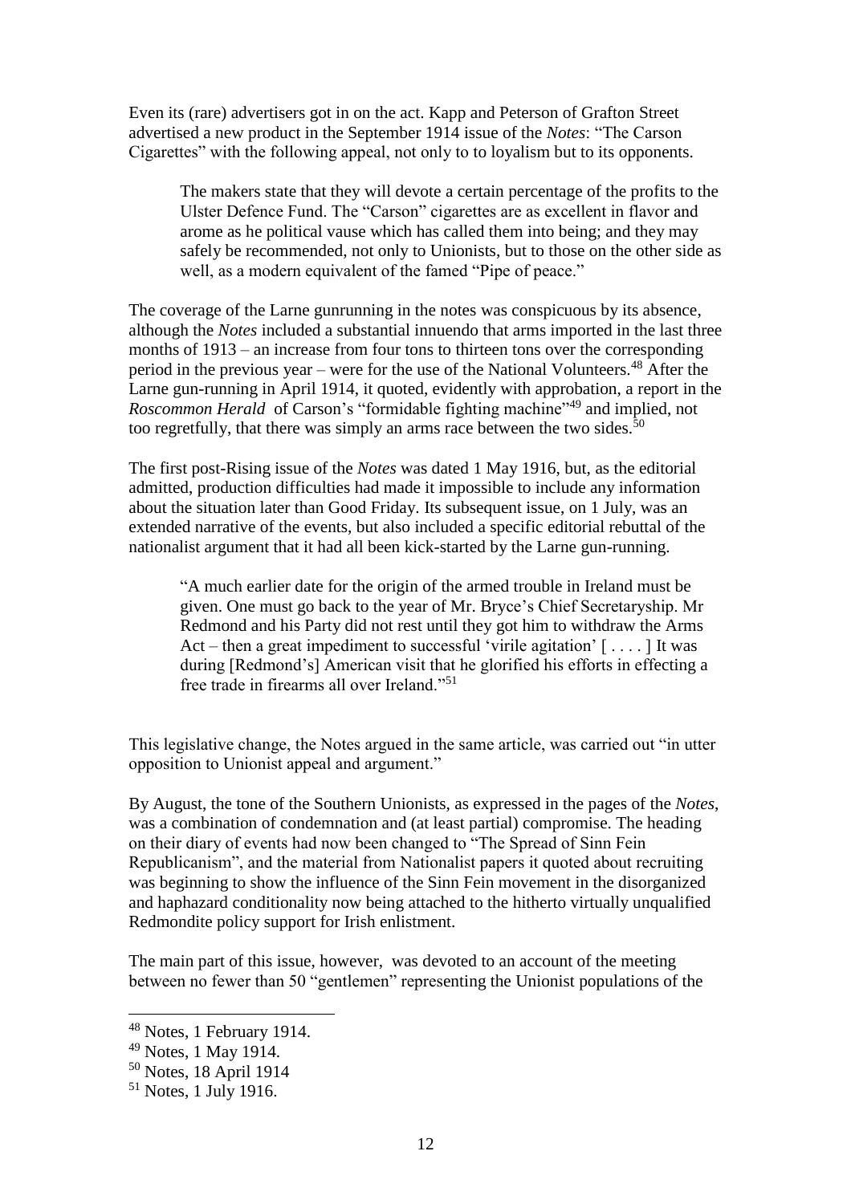Even its (rare) advertisers got in on the act. Kapp and Peterson of Grafton Street advertised a new product in the September 1914 issue of the *Notes*: "The Carson Cigarettes" with the following appeal, not only to to loyalism but to its opponents.

> The makers state that they will devote a certain percentage of the profits to the Ulster Defence Fund. The "Carson" cigarettes are as excellent in flavor and arome as he political vause which has called them into being; and they may safely be recommended, not only to Unionists, but to those on the other side as well, as a modern equivalent of the famed "Pipe of peace."

The coverage of the Larne gunrunning in the notes was conspicuous by its absence, although the *Notes* included a substantial innuendo that arms imported in the last three months of 1913 – an increase from four tons to thirteen tons over the corresponding period in the previous year – were for the use of the National Volunteers.[48] After the Larne gun-running in April 1914, it quoted, evidently with approbation, a report in the *Roscommon Herald* of Carson's "formidable fighting machine"[49] and implied, not too regretfully, that there was simply an arms race between the two sides.[50]

The first post-Rising issue of the *Notes* was dated 1 May 1916, but, as the editorial admitted, production difficulties had made it impossible to include any information about the situation later than Good Friday. Its subsequent issue, on 1 July, was an extended narrative of the events, but also included a specific editorial rebuttal of the nationalist argument that it had all been kick-started by the Larne gun-running.

> "A much earlier date for the origin of the armed trouble in Ireland must be given. One must go back to the year of Mr. Bryce's Chief Secretaryship. Mr Redmond and his Party did not rest until they got him to withdraw the Arms Act – then a great impediment to successful 'virile agitation' [ . . . . ] It was during [Redmond's] American visit that he glorified his efforts in effecting a free trade in firearms all over Ireland."[51]

This legislative change, the Notes argued in the same article, was carried out "in utter opposition to Unionist appeal and argument."

By August, the tone of the Southern Unionists, as expressed in the pages of the *Notes*, was a combination of condemnation and (at least partial) compromise. The heading on their diary of events had now been changed to "The Spread of Sinn Fein Republicanism", and the material from Nationalist papers it quoted about recruiting was beginning to show the influence of the Sinn Fein movement in the disorganized and haphazard conditionality now being attached to the hitherto virtually unqualified Redmondite policy support for Irish enlistment.

The main part of this issue, however, was devoted to an account of the meeting between no fewer than 50 "gentlemen" representing the Unionist populations of the

---

[48] Notes, 1 February 1914.

[49] Notes, 1 May 1914.

[50] Notes, 18 April 1914

[51] Notes, 1 July 1916.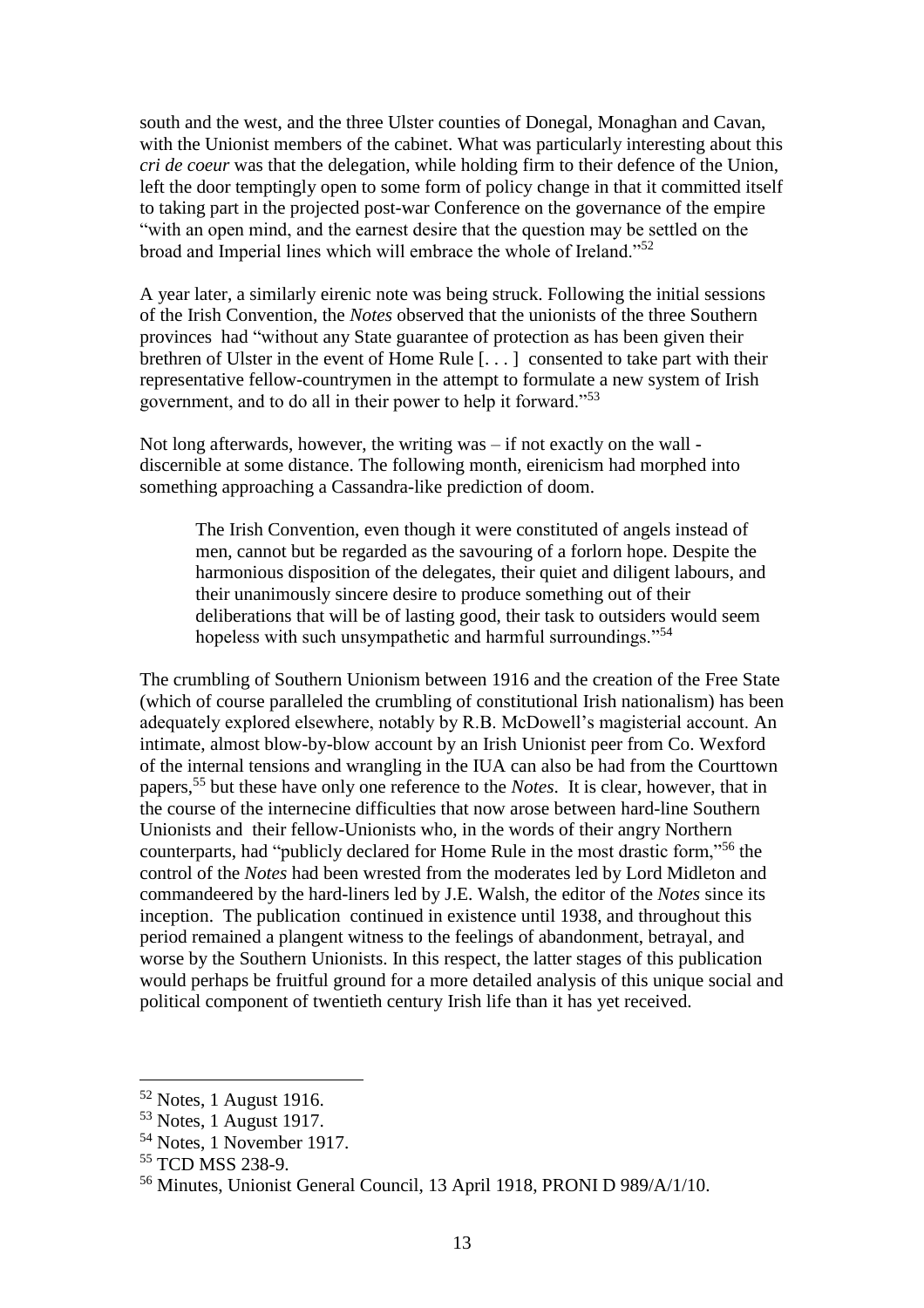south and the west, and the three Ulster counties of Donegal, Monaghan and Cavan, with the Unionist members of the cabinet. What was particularly interesting about this *cri de coeur* was that the delegation, while holding firm to their defence of the Union, left the door temptingly open to some form of policy change in that it committed itself to taking part in the projected post-war Conference on the governance of the empire "with an open mind, and the earnest desire that the question may be settled on the broad and Imperial lines which will embrace the whole of Ireland."[52]

A year later, a similarly eirenic note was being struck. Following the initial sessions of the Irish Convention, the *Notes* observed that the unionists of the three Southern provinces had "without any State guarantee of protection as has been given their brethren of Ulster in the event of Home Rule [. . . ] consented to take part with their representative fellow-countrymen in the attempt to formulate a new system of Irish government, and to do all in their power to help it forward."[53]

Not long afterwards, however, the writing was – if not exactly on the wall - discernible at some distance. The following month, eirenicism had morphed into something approaching a Cassandra-like prediction of doom.

> The Irish Convention, even though it were constituted of angels instead of men, cannot but be regarded as the savouring of a forlorn hope. Despite the harmonious disposition of the delegates, their quiet and diligent labours, and their unanimously sincere desire to produce something out of their deliberations that will be of lasting good, their task to outsiders would seem hopeless with such unsympathetic and harmful surroundings."[54]

The crumbling of Southern Unionism between 1916 and the creation of the Free State (which of course paralleled the crumbling of constitutional Irish nationalism) has been adequately explored elsewhere, notably by R.B. McDowell's magisterial account. An intimate, almost blow-by-blow account by an Irish Unionist peer from Co. Wexford of the internal tensions and wrangling in the IUA can also be had from the Courttown papers,[55] but these have only one reference to the *Notes*. It is clear, however, that in the course of the internecine difficulties that now arose between hard-line Southern Unionists and their fellow-Unionists who, in the words of their angry Northern counterparts, had "publicly declared for Home Rule in the most drastic form,"[56] the control of the *Notes* had been wrested from the moderates led by Lord Midleton and commandeered by the hard-liners led by J.E. Walsh, the editor of the *Notes* since its inception. The publication continued in existence until 1938, and throughout this period remained a plangent witness to the feelings of abandonment, betrayal, and worse by the Southern Unionists. In this respect, the latter stages of this publication would perhaps be fruitful ground for a more detailed analysis of this unique social and political component of twentieth century Irish life than it has yet received.

---

[52] Notes, 1 August 1916.

[53] Notes, 1 August 1917.

[54] Notes, 1 November 1917.

[55] TCD MSS 238-9.

[56] Minutes, Unionist General Council, 13 April 1918, PRONI D 989/A/1/10.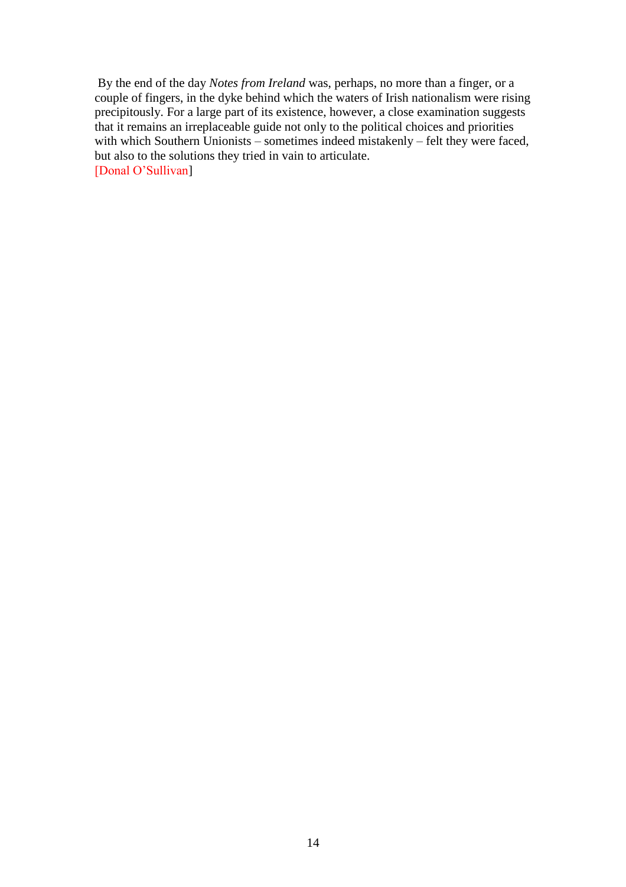By the end of the day *Notes from Ireland* was, perhaps, no more than a finger, or a couple of fingers, in the dyke behind which the waters of Irish nationalism were rising precipitously. For a large part of its existence, however, a close examination suggests that it remains an irreplaceable guide not only to the political choices and priorities with which Southern Unionists – sometimes indeed mistakenly – felt they were faced, but also to the solutions they tried in vain to articulate.

[Donal O'Sullivan]